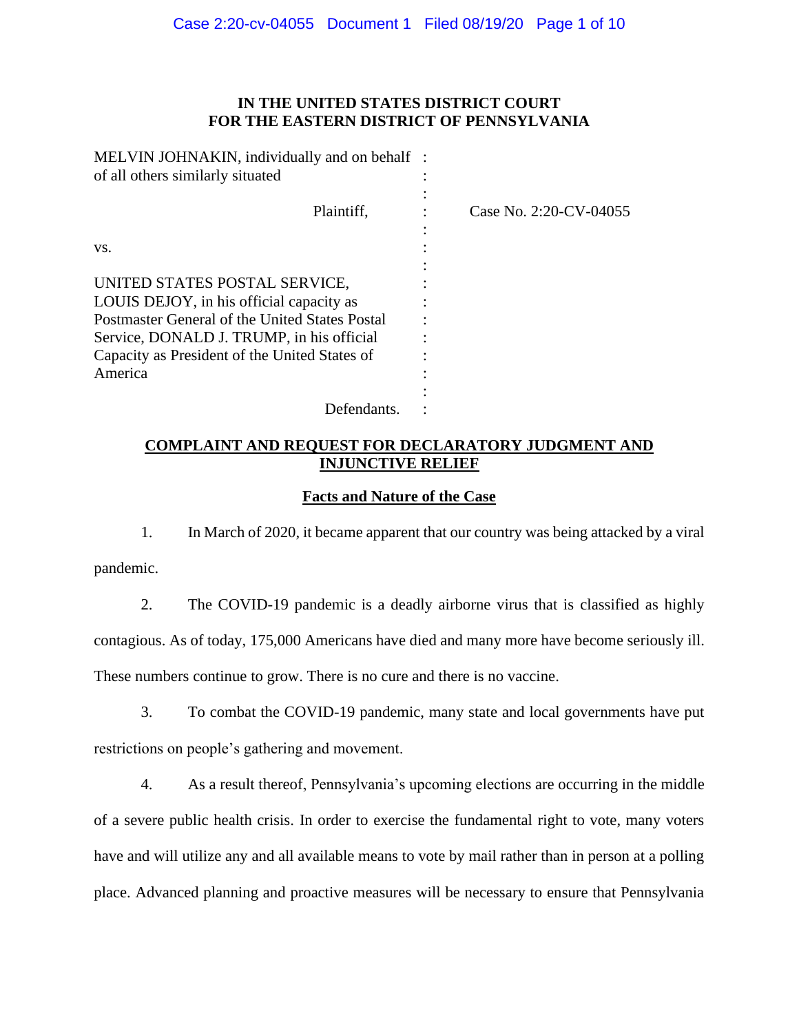**IN THE UNITED STATES DISTRICT COURT**
**FOR THE EASTERN DISTRICT OF PENNSYLVANIA**

| | | |
|---|---|---|
| MELVIN JOHNAKIN, individually and on behalf of all others similarly situated | : | |
| Plaintiff, | : | Case No. 2:20-CV-04055 |
| vs. | : | |
| UNITED STATES POSTAL SERVICE, LOUIS DEJOY, in his official capacity as Postmaster General of the United States Postal Service, DONALD J. TRUMP, in his official Capacity as President of the United States of America | : | |
| Defendants. | : | |

## COMPLAINT AND REQUEST FOR DECLARATORY JUDGMENT AND INJUNCTIVE RELIEF

### Facts and Nature of the Case

1. In March of 2020, it became apparent that our country was being attacked by a viral pandemic.

2. The COVID-19 pandemic is a deadly airborne virus that is classified as highly contagious. As of today, 175,000 Americans have died and many more have become seriously ill. These numbers continue to grow. There is no cure and there is no vaccine.

3. To combat the COVID-19 pandemic, many state and local governments have put restrictions on people's gathering and movement.

4. As a result thereof, Pennsylvania's upcoming elections are occurring in the middle of a severe public health crisis. In order to exercise the fundamental right to vote, many voters have and will utilize any and all available means to vote by mail rather than in person at a polling place. Advanced planning and proactive measures will be necessary to ensure that Pennsylvania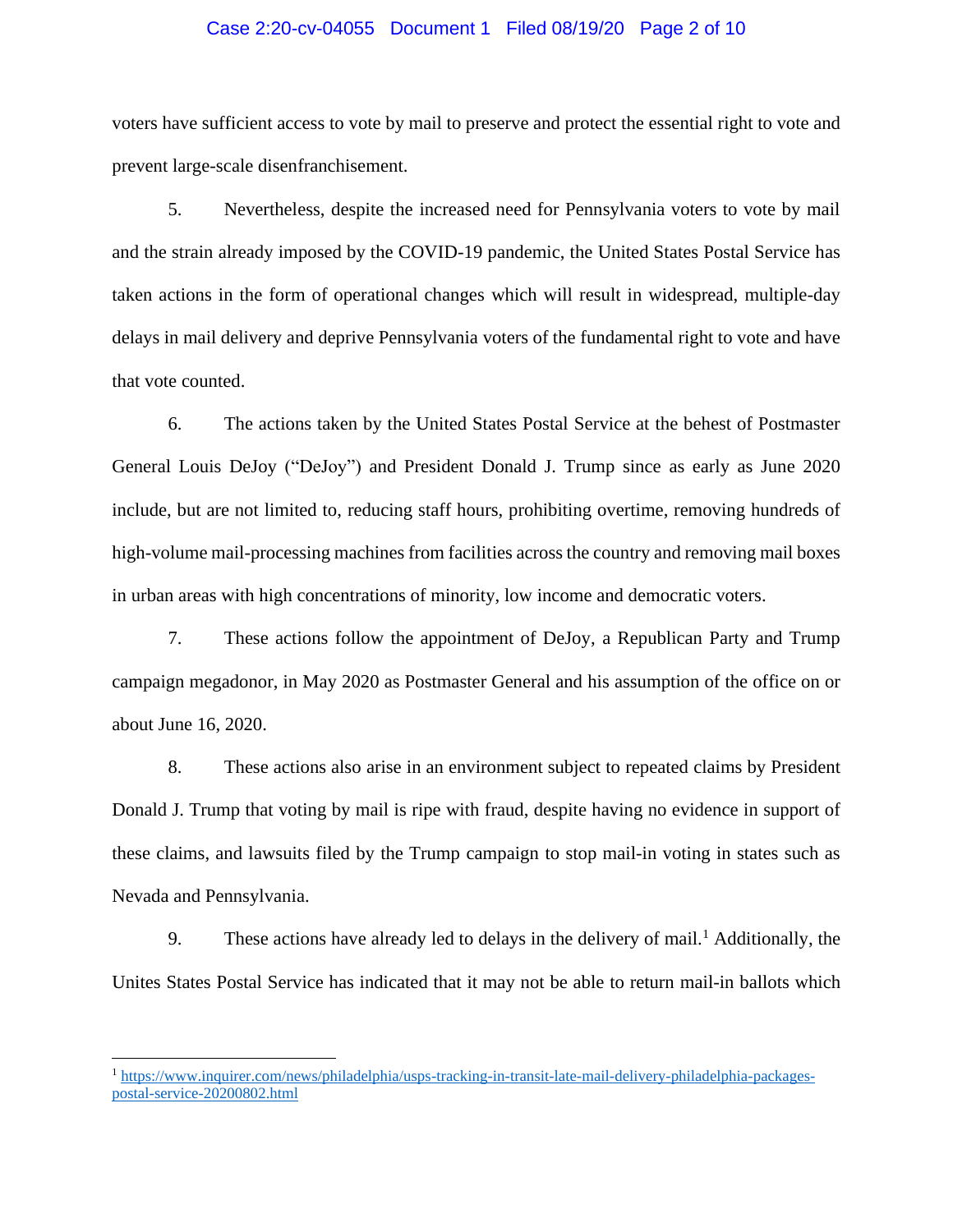voters have sufficient access to vote by mail to preserve and protect the essential right to vote and prevent large-scale disenfranchisement.

5. Nevertheless, despite the increased need for Pennsylvania voters to vote by mail and the strain already imposed by the COVID-19 pandemic, the United States Postal Service has taken actions in the form of operational changes which will result in widespread, multiple-day delays in mail delivery and deprive Pennsylvania voters of the fundamental right to vote and have that vote counted.

6. The actions taken by the United States Postal Service at the behest of Postmaster General Louis DeJoy ("DeJoy") and President Donald J. Trump since as early as June 2020 include, but are not limited to, reducing staff hours, prohibiting overtime, removing hundreds of high-volume mail-processing machines from facilities across the country and removing mail boxes in urban areas with high concentrations of minority, low income and democratic voters.

7. These actions follow the appointment of DeJoy, a Republican Party and Trump campaign megadonor, in May 2020 as Postmaster General and his assumption of the office on or about June 16, 2020.

8. These actions also arise in an environment subject to repeated claims by President Donald J. Trump that voting by mail is ripe with fraud, despite having no evidence in support of these claims, and lawsuits filed by the Trump campaign to stop mail-in voting in states such as Nevada and Pennsylvania.

9. These actions have already led to delays in the delivery of mail.[1] Additionally, the Unites States Postal Service has indicated that it may not be able to return mail-in ballots which

[1] https://www.inquirer.com/news/philadelphia/usps-tracking-in-transit-late-mail-delivery-philadelphia-packages-postal-service-20200802.html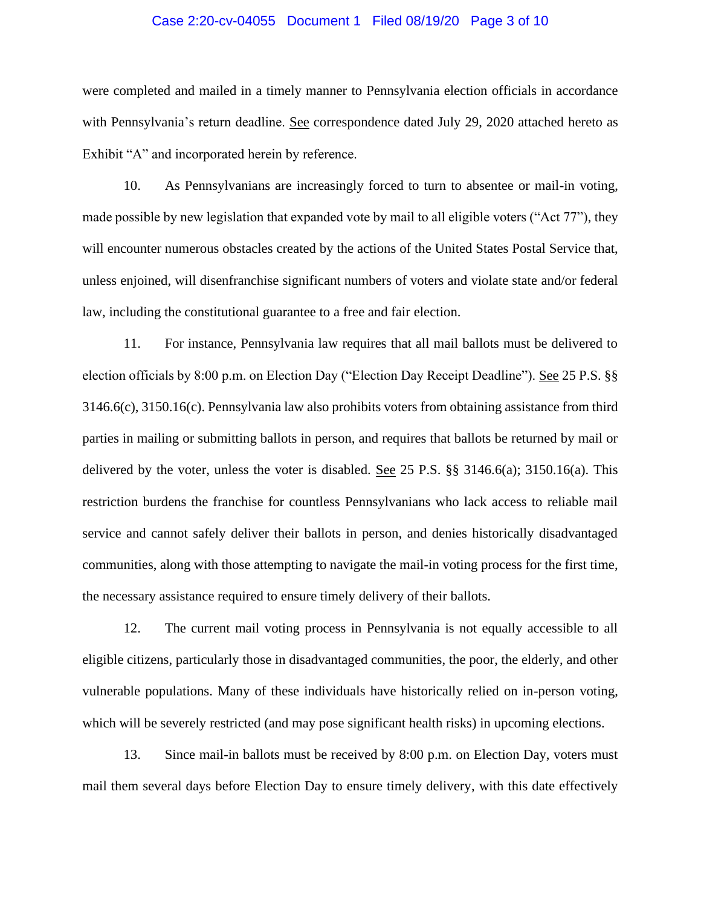were completed and mailed in a timely manner to Pennsylvania election officials in accordance with Pennsylvania's return deadline. See correspondence dated July 29, 2020 attached hereto as Exhibit "A" and incorporated herein by reference.

10. As Pennsylvanians are increasingly forced to turn to absentee or mail-in voting, made possible by new legislation that expanded vote by mail to all eligible voters ("Act 77"), they will encounter numerous obstacles created by the actions of the United States Postal Service that, unless enjoined, will disenfranchise significant numbers of voters and violate state and/or federal law, including the constitutional guarantee to a free and fair election.

11. For instance, Pennsylvania law requires that all mail ballots must be delivered to election officials by 8:00 p.m. on Election Day ("Election Day Receipt Deadline"). See 25 P.S. §§ 3146.6(c), 3150.16(c). Pennsylvania law also prohibits voters from obtaining assistance from third parties in mailing or submitting ballots in person, and requires that ballots be returned by mail or delivered by the voter, unless the voter is disabled. See 25 P.S. §§ 3146.6(a); 3150.16(a). This restriction burdens the franchise for countless Pennsylvanians who lack access to reliable mail service and cannot safely deliver their ballots in person, and denies historically disadvantaged communities, along with those attempting to navigate the mail-in voting process for the first time, the necessary assistance required to ensure timely delivery of their ballots.

12. The current mail voting process in Pennsylvania is not equally accessible to all eligible citizens, particularly those in disadvantaged communities, the poor, the elderly, and other vulnerable populations. Many of these individuals have historically relied on in-person voting, which will be severely restricted (and may pose significant health risks) in upcoming elections.

13. Since mail-in ballots must be received by 8:00 p.m. on Election Day, voters must mail them several days before Election Day to ensure timely delivery, with this date effectively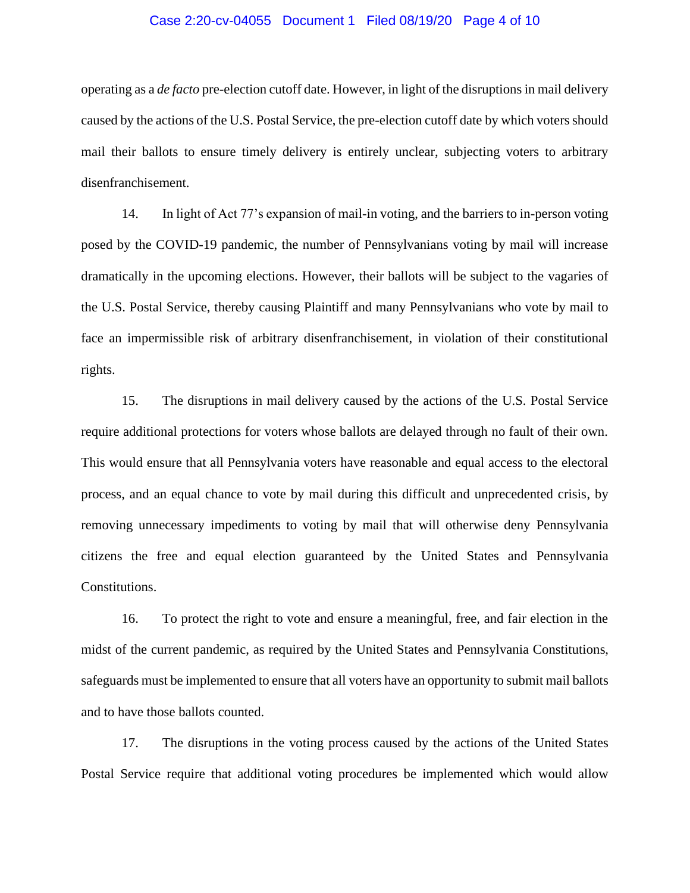operating as a *de facto* pre-election cutoff date. However, in light of the disruptions in mail delivery caused by the actions of the U.S. Postal Service, the pre-election cutoff date by which voters should mail their ballots to ensure timely delivery is entirely unclear, subjecting voters to arbitrary disenfranchisement.

14. In light of Act 77's expansion of mail-in voting, and the barriers to in-person voting posed by the COVID-19 pandemic, the number of Pennsylvanians voting by mail will increase dramatically in the upcoming elections. However, their ballots will be subject to the vagaries of the U.S. Postal Service, thereby causing Plaintiff and many Pennsylvanians who vote by mail to face an impermissible risk of arbitrary disenfranchisement, in violation of their constitutional rights.

15. The disruptions in mail delivery caused by the actions of the U.S. Postal Service require additional protections for voters whose ballots are delayed through no fault of their own. This would ensure that all Pennsylvania voters have reasonable and equal access to the electoral process, and an equal chance to vote by mail during this difficult and unprecedented crisis, by removing unnecessary impediments to voting by mail that will otherwise deny Pennsylvania citizens the free and equal election guaranteed by the United States and Pennsylvania Constitutions.

16. To protect the right to vote and ensure a meaningful, free, and fair election in the midst of the current pandemic, as required by the United States and Pennsylvania Constitutions, safeguards must be implemented to ensure that all voters have an opportunity to submit mail ballots and to have those ballots counted.

17. The disruptions in the voting process caused by the actions of the United States Postal Service require that additional voting procedures be implemented which would allow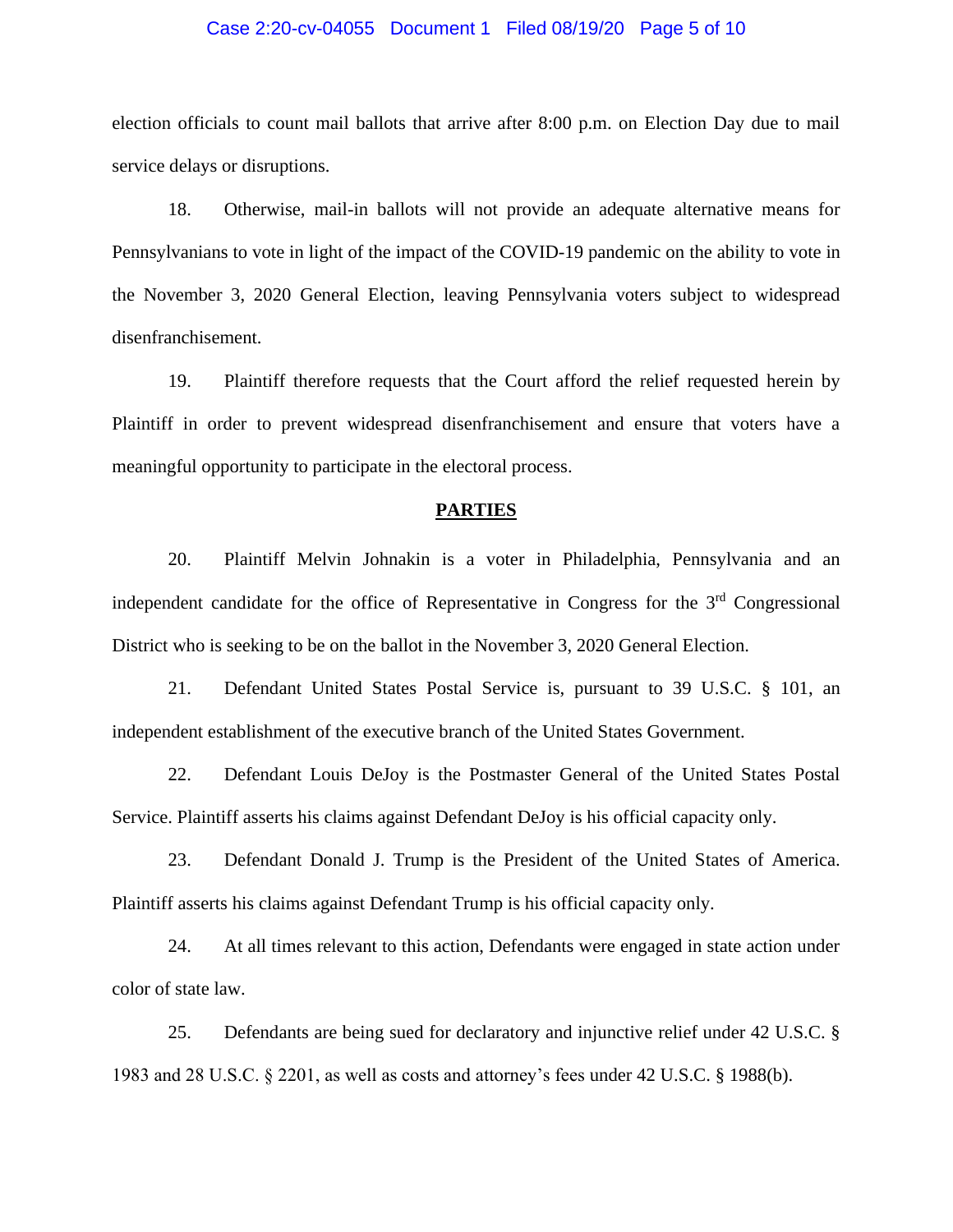election officials to count mail ballots that arrive after 8:00 p.m. on Election Day due to mail service delays or disruptions.

18. Otherwise, mail-in ballots will not provide an adequate alternative means for Pennsylvanians to vote in light of the impact of the COVID-19 pandemic on the ability to vote in the November 3, 2020 General Election, leaving Pennsylvania voters subject to widespread disenfranchisement.

19. Plaintiff therefore requests that the Court afford the relief requested herein by Plaintiff in order to prevent widespread disenfranchisement and ensure that voters have a meaningful opportunity to participate in the electoral process.

## PARTIES

20. Plaintiff Melvin Johnakin is a voter in Philadelphia, Pennsylvania and an independent candidate for the office of Representative in Congress for the 3rd Congressional District who is seeking to be on the ballot in the November 3, 2020 General Election.

21. Defendant United States Postal Service is, pursuant to 39 U.S.C. § 101, an independent establishment of the executive branch of the United States Government.

22. Defendant Louis DeJoy is the Postmaster General of the United States Postal Service. Plaintiff asserts his claims against Defendant DeJoy is his official capacity only.

23. Defendant Donald J. Trump is the President of the United States of America. Plaintiff asserts his claims against Defendant Trump is his official capacity only.

24. At all times relevant to this action, Defendants were engaged in state action under color of state law.

25. Defendants are being sued for declaratory and injunctive relief under 42 U.S.C. § 1983 and 28 U.S.C. § 2201, as well as costs and attorney's fees under 42 U.S.C. § 1988(b).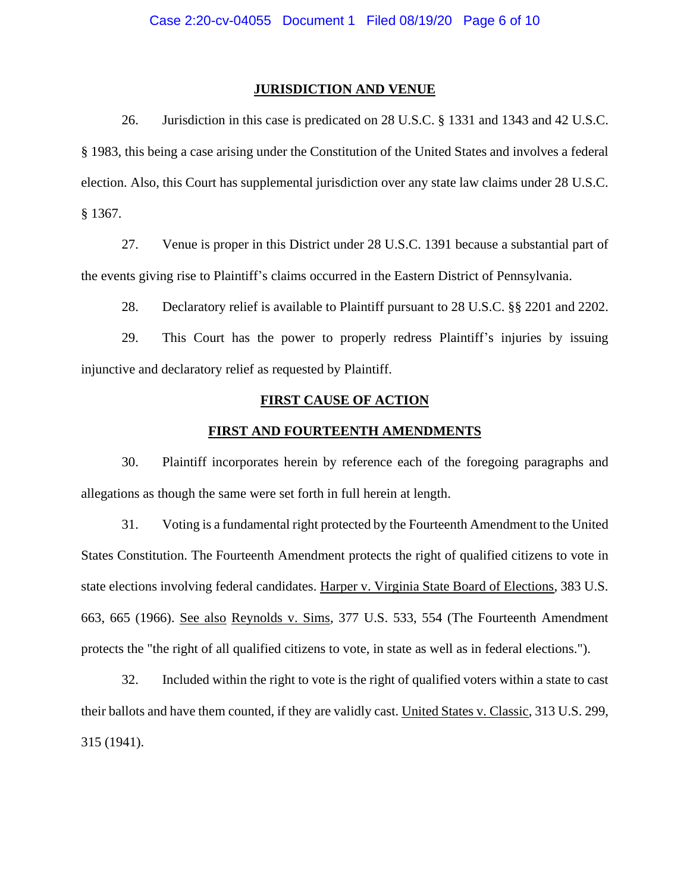## JURISDICTION AND VENUE

26. Jurisdiction in this case is predicated on 28 U.S.C. § 1331 and 1343 and 42 U.S.C. § 1983, this being a case arising under the Constitution of the United States and involves a federal election. Also, this Court has supplemental jurisdiction over any state law claims under 28 U.S.C. § 1367.

27. Venue is proper in this District under 28 U.S.C. 1391 because a substantial part of the events giving rise to Plaintiff's claims occurred in the Eastern District of Pennsylvania.

28. Declaratory relief is available to Plaintiff pursuant to 28 U.S.C. §§ 2201 and 2202.

29. This Court has the power to properly redress Plaintiff's injuries by issuing injunctive and declaratory relief as requested by Plaintiff.

## FIRST CAUSE OF ACTION

## FIRST AND FOURTEENTH AMENDMENTS

30. Plaintiff incorporates herein by reference each of the foregoing paragraphs and allegations as though the same were set forth in full herein at length.

31. Voting is a fundamental right protected by the Fourteenth Amendment to the United States Constitution. The Fourteenth Amendment protects the right of qualified citizens to vote in state elections involving federal candidates. Harper v. Virginia State Board of Elections, 383 U.S. 663, 665 (1966). See also Reynolds v. Sims, 377 U.S. 533, 554 (The Fourteenth Amendment protects the "the right of all qualified citizens to vote, in state as well as in federal elections.").

32. Included within the right to vote is the right of qualified voters within a state to cast their ballots and have them counted, if they are validly cast. United States v. Classic, 313 U.S. 299, 315 (1941).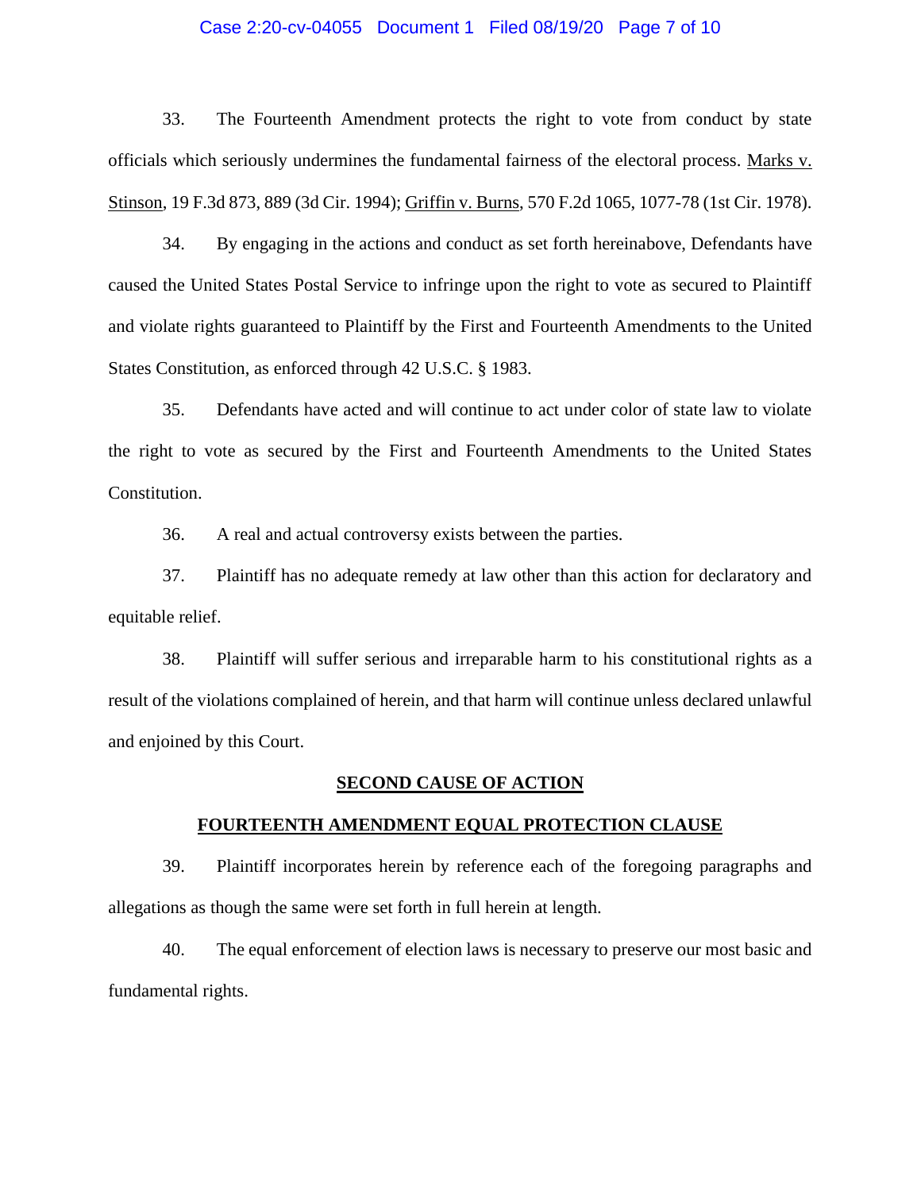33. The Fourteenth Amendment protects the right to vote from conduct by state officials which seriously undermines the fundamental fairness of the electoral process. Marks v. Stinson, 19 F.3d 873, 889 (3d Cir. 1994); Griffin v. Burns, 570 F.2d 1065, 1077-78 (1st Cir. 1978).

34. By engaging in the actions and conduct as set forth hereinabove, Defendants have caused the United States Postal Service to infringe upon the right to vote as secured to Plaintiff and violate rights guaranteed to Plaintiff by the First and Fourteenth Amendments to the United States Constitution, as enforced through 42 U.S.C. § 1983.

35. Defendants have acted and will continue to act under color of state law to violate the right to vote as secured by the First and Fourteenth Amendments to the United States Constitution.

36. A real and actual controversy exists between the parties.

37. Plaintiff has no adequate remedy at law other than this action for declaratory and equitable relief.

38. Plaintiff will suffer serious and irreparable harm to his constitutional rights as a result of the violations complained of herein, and that harm will continue unless declared unlawful and enjoined by this Court.

## SECOND CAUSE OF ACTION

## FOURTEENTH AMENDMENT EQUAL PROTECTION CLAUSE

39. Plaintiff incorporates herein by reference each of the foregoing paragraphs and allegations as though the same were set forth in full herein at length.

40. The equal enforcement of election laws is necessary to preserve our most basic and fundamental rights.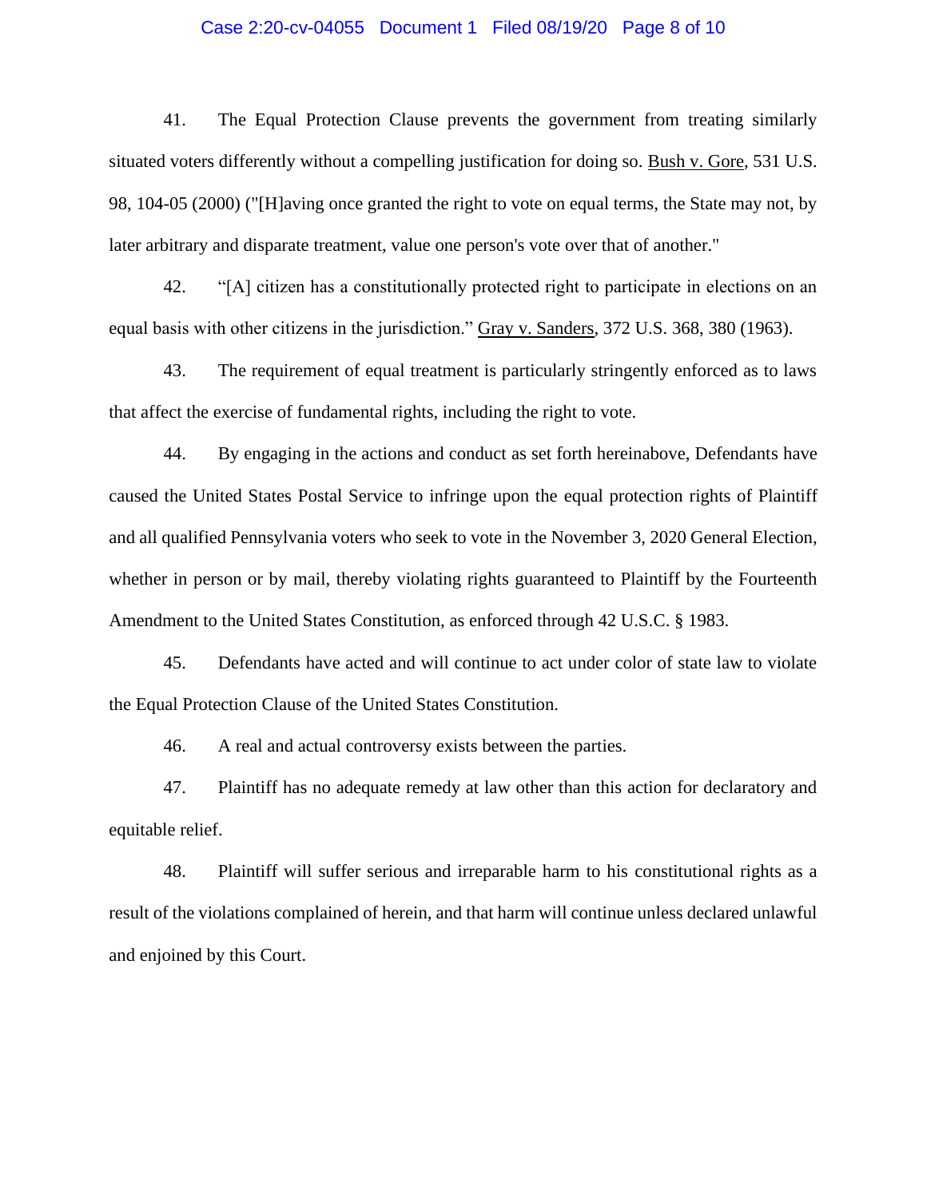41. The Equal Protection Clause prevents the government from treating similarly situated voters differently without a compelling justification for doing so. Bush v. Gore, 531 U.S. 98, 104-05 (2000) ("[H]aving once granted the right to vote on equal terms, the State may not, by later arbitrary and disparate treatment, value one person's vote over that of another."

42. "[A] citizen has a constitutionally protected right to participate in elections on an equal basis with other citizens in the jurisdiction." Gray v. Sanders, 372 U.S. 368, 380 (1963).

43. The requirement of equal treatment is particularly stringently enforced as to laws that affect the exercise of fundamental rights, including the right to vote.

44. By engaging in the actions and conduct as set forth hereinabove, Defendants have caused the United States Postal Service to infringe upon the equal protection rights of Plaintiff and all qualified Pennsylvania voters who seek to vote in the November 3, 2020 General Election, whether in person or by mail, thereby violating rights guaranteed to Plaintiff by the Fourteenth Amendment to the United States Constitution, as enforced through 42 U.S.C. § 1983.

45. Defendants have acted and will continue to act under color of state law to violate the Equal Protection Clause of the United States Constitution.

46. A real and actual controversy exists between the parties.

47. Plaintiff has no adequate remedy at law other than this action for declaratory and equitable relief.

48. Plaintiff will suffer serious and irreparable harm to his constitutional rights as a result of the violations complained of herein, and that harm will continue unless declared unlawful and enjoined by this Court.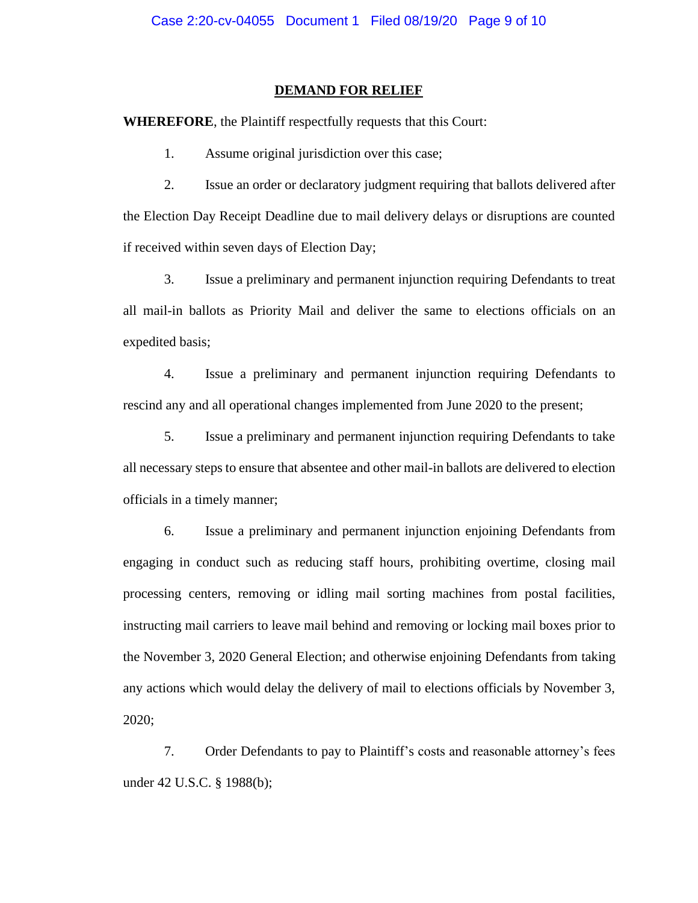## DEMAND FOR RELIEF

**WHEREFORE**, the Plaintiff respectfully requests that this Court:

1. Assume original jurisdiction over this case;

2. Issue an order or declaratory judgment requiring that ballots delivered after the Election Day Receipt Deadline due to mail delivery delays or disruptions are counted if received within seven days of Election Day;

3. Issue a preliminary and permanent injunction requiring Defendants to treat all mail-in ballots as Priority Mail and deliver the same to elections officials on an expedited basis;

4. Issue a preliminary and permanent injunction requiring Defendants to rescind any and all operational changes implemented from June 2020 to the present;

5. Issue a preliminary and permanent injunction requiring Defendants to take all necessary steps to ensure that absentee and other mail-in ballots are delivered to election officials in a timely manner;

6. Issue a preliminary and permanent injunction enjoining Defendants from engaging in conduct such as reducing staff hours, prohibiting overtime, closing mail processing centers, removing or idling mail sorting machines from postal facilities, instructing mail carriers to leave mail behind and removing or locking mail boxes prior to the November 3, 2020 General Election; and otherwise enjoining Defendants from taking any actions which would delay the delivery of mail to elections officials by November 3, 2020;

7. Order Defendants to pay to Plaintiff's costs and reasonable attorney's fees under 42 U.S.C. § 1988(b);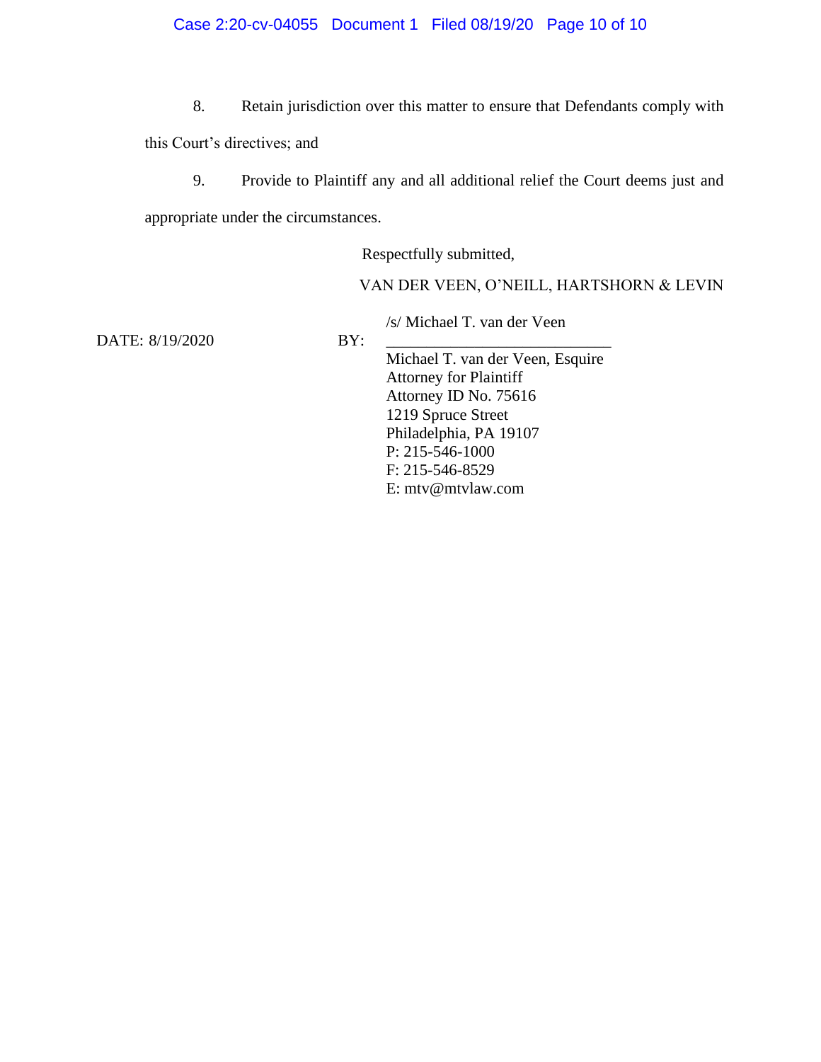8. Retain jurisdiction over this matter to ensure that Defendants comply with this Court's directives; and

9. Provide to Plaintiff any and all additional relief the Court deems just and appropriate under the circumstances.

Respectfully submitted,

VAN DER VEEN, O'NEILL, HARTSHORN & LEVIN

DATE: 8/19/2020

BY: /s/ Michael T. van der Veen
___________________________
Michael T. van der Veen, Esquire
Attorney for Plaintiff
Attorney ID No. 75616
1219 Spruce Street
Philadelphia, PA 19107
P: 215-546-1000
F: 215-546-8529
E: mtv@mtvlaw.com